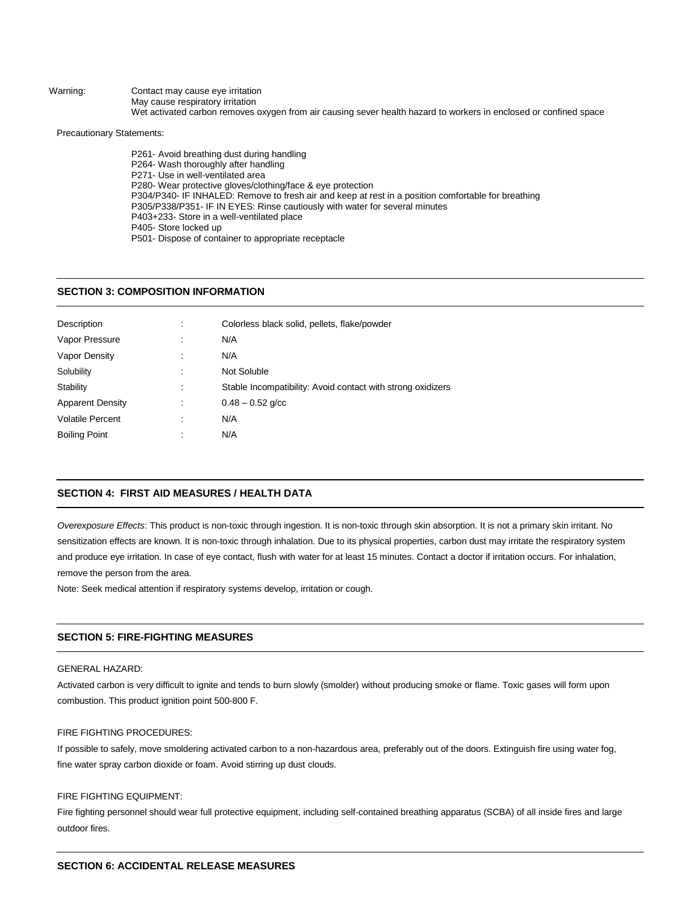Warning: Contact may cause eye irritation
May cause respiratory irritation
Wet activated carbon removes oxygen from air causing sever health hazard to workers in enclosed or confined space

Precautionary Statements:

P261- Avoid breathing dust during handling
P264- Wash thoroughly after handling
P271- Use in well-ventilated area
P280- Wear protective gloves/clothing/face & eye protection
P304/P340- IF INHALED: Remove to fresh air and keep at rest in a position comfortable for breathing
P305/P338/P351- IF IN EYES: Rinse cautiously with water for several minutes
P403+233- Store in a well-ventilated place
P405- Store locked up
P501- Dispose of container to appropriate receptacle

## SECTION 3: COMPOSITION INFORMATION

| | | |
|---|---|---|
| Description | : | Colorless black solid, pellets, flake/powder |
| Vapor Pressure | : | N/A |
| Vapor Density | : | N/A |
| Solubility | : | Not Soluble |
| Stability | : | Stable Incompatibility: Avoid contact with strong oxidizers |
| Apparent Density | : | 0.48 – 0.52 g/cc |
| Volatile Percent | : | N/A |
| Boiling Point | : | N/A |

## SECTION 4: FIRST AID MEASURES / HEALTH DATA

*Overexposure Effects*: This product is non-toxic through ingestion. It is non-toxic through skin absorption. It is not a primary skin irritant. No sensitization effects are known. It is non-toxic through inhalation. Due to its physical properties, carbon dust may irritate the respiratory system and produce eye irritation. In case of eye contact, flush with water for at least 15 minutes. Contact a doctor if irritation occurs. For inhalation, remove the person from the area.

Note: Seek medical attention if respiratory systems develop, irritation or cough.

## SECTION 5: FIRE-FIGHTING MEASURES

GENERAL HAZARD:

Activated carbon is very difficult to ignite and tends to burn slowly (smolder) without producing smoke or flame. Toxic gases will form upon combustion. This product ignition point 500-800 F.

FIRE FIGHTING PROCEDURES:

If possible to safely, move smoldering activated carbon to a non-hazardous area, preferably out of the doors. Extinguish fire using water fog, fine water spray carbon dioxide or foam. Avoid stirring up dust clouds.

FIRE FIGHTING EQUIPMENT:

Fire fighting personnel should wear full protective equipment, including self-contained breathing apparatus (SCBA) of all inside fires and large outdoor fires.

## SECTION 6: ACCIDENTAL RELEASE MEASURES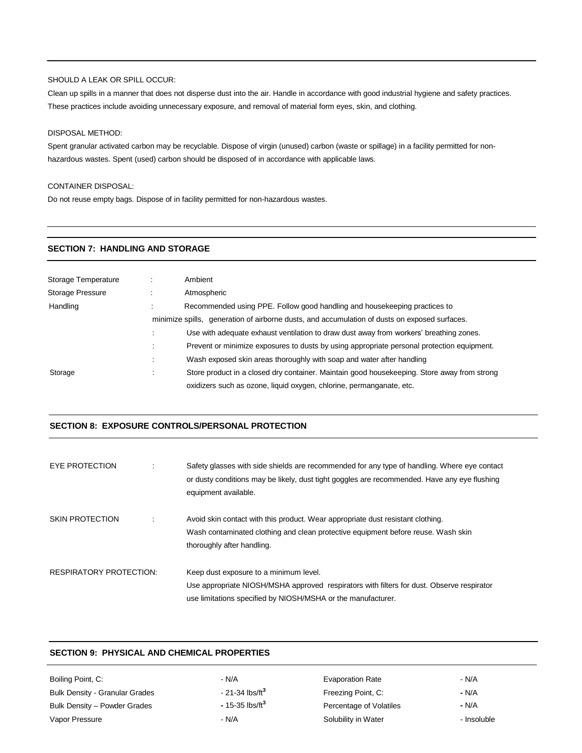SHOULD A LEAK OR SPILL OCCUR:

Clean up spills in a manner that does not disperse dust into the air. Handle in accordance with good industrial hygiene and safety practices. These practices include avoiding unnecessary exposure, and removal of material form eyes, skin, and clothing.

DISPOSAL METHOD:

Spent granular activated carbon may be recyclable. Dispose of virgin (unused) carbon (waste or spillage) in a facility permitted for non-hazardous wastes. Spent (used) carbon should be disposed of in accordance with applicable laws.

CONTAINER DISPOSAL:

Do not reuse empty bags. Dispose of in facility permitted for non-hazardous wastes.

## SECTION 7: HANDLING AND STORAGE

| | | |
|---|---|---|
| Storage Temperature | : | Ambient |
| Storage Pressure | : | Atmospheric |
| Handling | : | Recommended using PPE. Follow good handling and housekeeping practices to minimize spills, generation of airborne dusts, and accumulation of dusts on exposed surfaces. |
| | : | Use with adequate exhaust ventilation to draw dust away from workers' breathing zones. |
| | : | Prevent or minimize exposures to dusts by using appropriate personal protection equipment. |
| | : | Wash exposed skin areas thoroughly with soap and water after handling |
| Storage | : | Store product in a closed dry container. Maintain good housekeeping. Store away from strong oxidizers such as ozone, liquid oxygen, chlorine, permanganate, etc. |

## SECTION 8: EXPOSURE CONTROLS/PERSONAL PROTECTION

| | | |
|---|---|---|
| EYE PROTECTION | : | Safety glasses with side shields are recommended for any type of handling. Where eye contact or dusty conditions may be likely, dust tight goggles are recommended. Have any eye flushing equipment available. |
| SKIN PROTECTION | : | Avoid skin contact with this product. Wear appropriate dust resistant clothing. Wash contaminated clothing and clean protective equipment before reuse. Wash skin thoroughly after handling. |
| RESPIRATORY PROTECTION: | | Keep dust exposure to a minimum level. Use appropriate NIOSH/MSHA approved respirators with filters for dust. Observe respirator use limitations specified by NIOSH/MSHA or the manufacturer. |

## SECTION 9: PHYSICAL AND CHEMICAL PROPERTIES

| | | | |
|---|---|---|---|
| Boiling Point, C: | - N/A | Evaporation Rate | - N/A |
| Bulk Density - Granular Grades | - 21-34 $lbs/ft^3$ | Freezing Point, C: | - N/A |
| Bulk Density – Powder Grades | - 15-35 $lbs/ft^3$ | Percentage of Volatiles | - N/A |
| Vapor Pressure | - N/A | Solubility in Water | - Insoluble |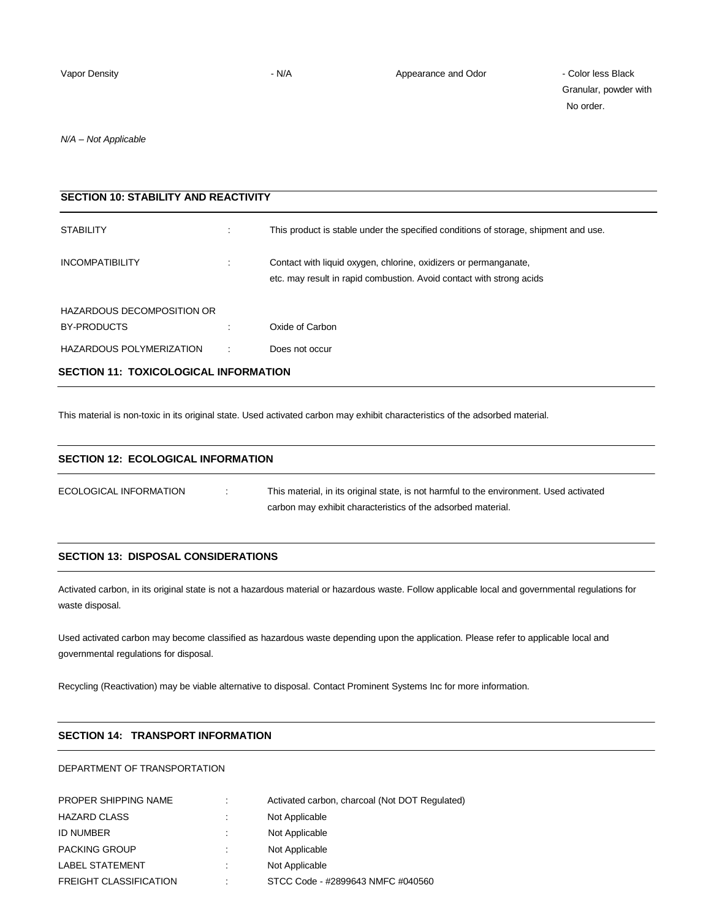| | | | |
|---|---|---|---|
| Vapor Density | - N/A | Appearance and Odor | - Color less Black Granular, powder with No order. |

*N/A – Not Applicable*

## SECTION 10: STABILITY AND REACTIVITY

| | | |
|---|---|---|
| STABILITY | : | This product is stable under the specified conditions of storage, shipment and use. |
| INCOMPATIBILITY | : | Contact with liquid oxygen, chlorine, oxidizers or permanganate, etc. may result in rapid combustion. Avoid contact with strong acids |
| HAZARDOUS DECOMPOSITION OR BY-PRODUCTS | : | Oxide of Carbon |
| HAZARDOUS POLYMERIZATION | : | Does not occur |

## SECTION 11: TOXICOLOGICAL INFORMATION

This material is non-toxic in its original state. Used activated carbon may exhibit characteristics of the adsorbed material.

## SECTION 12: ECOLOGICAL INFORMATION

| | | |
|---|---|---|
| ECOLOGICAL INFORMATION | : | This material, in its original state, is not harmful to the environment. Used activated carbon may exhibit characteristics of the adsorbed material. |

## SECTION 13: DISPOSAL CONSIDERATIONS

Activated carbon, in its original state is not a hazardous material or hazardous waste. Follow applicable local and governmental regulations for waste disposal.

Used activated carbon may become classified as hazardous waste depending upon the application. Please refer to applicable local and governmental regulations for disposal.

Recycling (Reactivation) may be viable alternative to disposal. Contact Prominent Systems Inc for more information.

## SECTION 14: TRANSPORT INFORMATION

DEPARTMENT OF TRANSPORTATION

| | | |
|---|---|---|
| PROPER SHIPPING NAME | : | Activated carbon, charcoal (Not DOT Regulated) |
| HAZARD CLASS | : | Not Applicable |
| ID NUMBER | : | Not Applicable |
| PACKING GROUP | : | Not Applicable |
| LABEL STATEMENT | : | Not Applicable |
| FREIGHT CLASSIFICATION | : | STCC Code - #2899643 NMFC #040560 |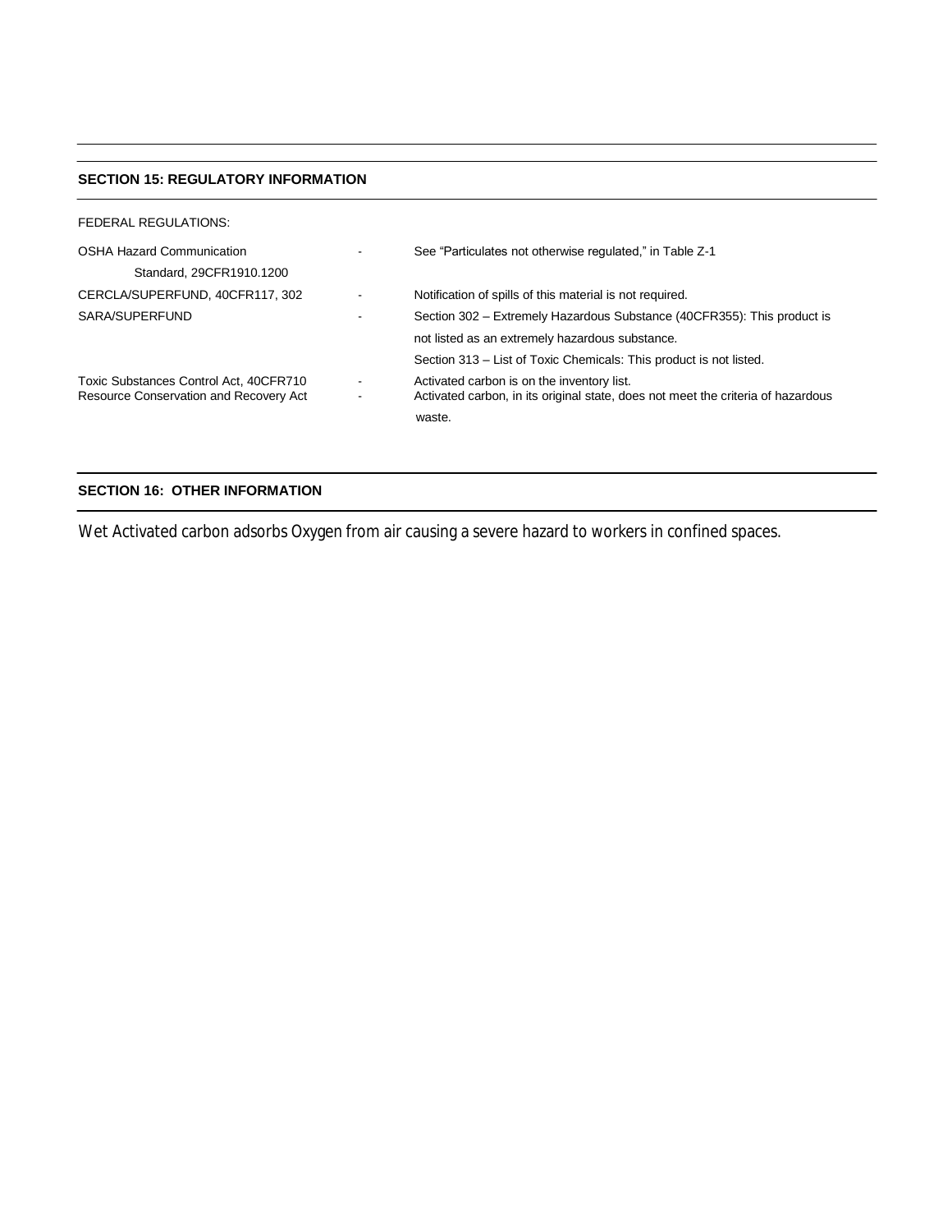## SECTION 15: REGULATORY INFORMATION

FEDERAL REGULATIONS:

| | | |
|---|---|---|
| OSHA Hazard Communication Standard, 29CFR1910.1200 | - | See "Particulates not otherwise regulated," in Table Z-1 |
| CERCLA/SUPERFUND, 40CFR117, 302 | - | Notification of spills of this material is not required. |
| SARA/SUPERFUND | - | Section 302 – Extremely Hazardous Substance (40CFR355): This product is not listed as an extremely hazardous substance.<br>Section 313 – List of Toxic Chemicals: This product is not listed. |
| Toxic Substances Control Act, 40CFR710 | - | Activated carbon is on the inventory list. |
| Resource Conservation and Recovery Act | - | Activated carbon, in its original state, does not meet the criteria of hazardous waste. |

## SECTION 16: OTHER INFORMATION

Wet Activated carbon adsorbs Oxygen from air causing a severe hazard to workers in confined spaces.